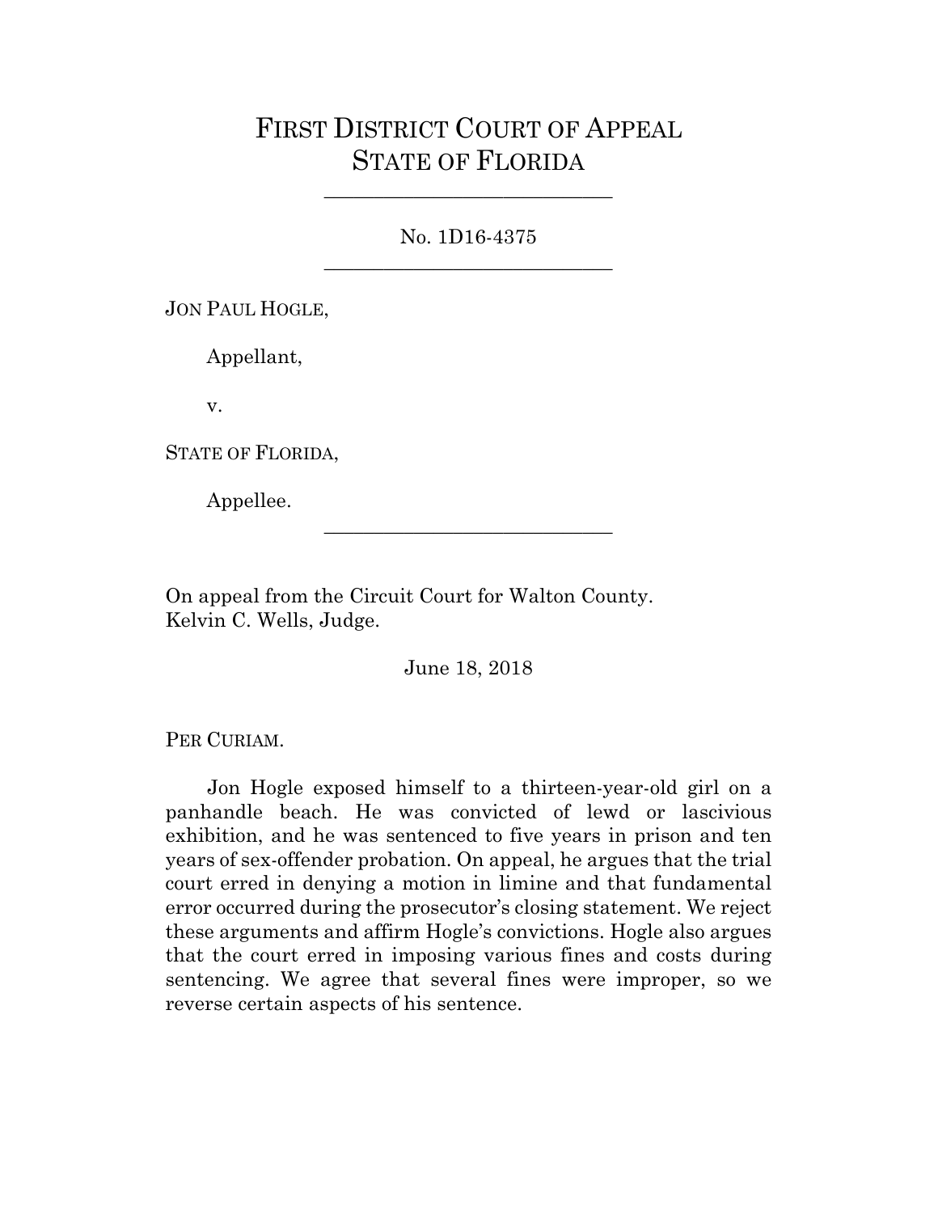# FIRST DISTRICT COURT OF APPEAL
# STATE OF FLORIDA

---

No. 1D16-4375

---

JON PAUL HOGLE,

Appellant,

v.

STATE OF FLORIDA,

Appellee.

---

On appeal from the Circuit Court for Walton County.
Kelvin C. Wells, Judge.

June 18, 2018

PER CURIAM.

Jon Hogle exposed himself to a thirteen-year-old girl on a panhandle beach. He was convicted of lewd or lascivious exhibition, and he was sentenced to five years in prison and ten years of sex-offender probation. On appeal, he argues that the trial court erred in denying a motion in limine and that fundamental error occurred during the prosecutor's closing statement. We reject these arguments and affirm Hogle's convictions. Hogle also argues that the court erred in imposing various fines and costs during sentencing. We agree that several fines were improper, so we reverse certain aspects of his sentence.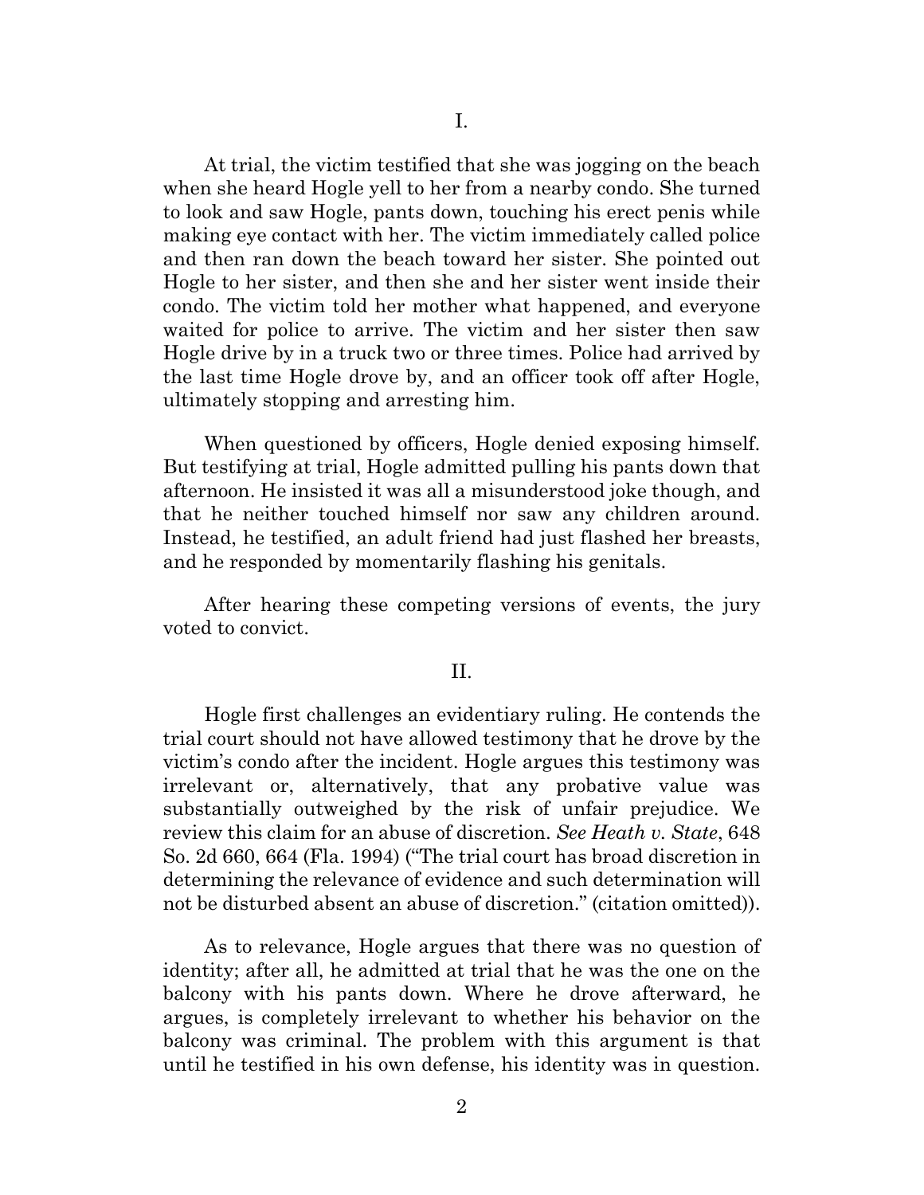I.

At trial, the victim testified that she was jogging on the beach when she heard Hogle yell to her from a nearby condo. She turned to look and saw Hogle, pants down, touching his erect penis while making eye contact with her. The victim immediately called police and then ran down the beach toward her sister. She pointed out Hogle to her sister, and then she and her sister went inside their condo. The victim told her mother what happened, and everyone waited for police to arrive. The victim and her sister then saw Hogle drive by in a truck two or three times. Police had arrived by the last time Hogle drove by, and an officer took off after Hogle, ultimately stopping and arresting him.

When questioned by officers, Hogle denied exposing himself. But testifying at trial, Hogle admitted pulling his pants down that afternoon. He insisted it was all a misunderstood joke though, and that he neither touched himself nor saw any children around. Instead, he testified, an adult friend had just flashed her breasts, and he responded by momentarily flashing his genitals.

After hearing these competing versions of events, the jury voted to convict.

II.

Hogle first challenges an evidentiary ruling. He contends the trial court should not have allowed testimony that he drove by the victim's condo after the incident. Hogle argues this testimony was irrelevant or, alternatively, that any probative value was substantially outweighed by the risk of unfair prejudice. We review this claim for an abuse of discretion. *See Heath v. State*, 648 So. 2d 660, 664 (Fla. 1994) ("The trial court has broad discretion in determining the relevance of evidence and such determination will not be disturbed absent an abuse of discretion." (citation omitted)).

As to relevance, Hogle argues that there was no question of identity; after all, he admitted at trial that he was the one on the balcony with his pants down. Where he drove afterward, he argues, is completely irrelevant to whether his behavior on the balcony was criminal. The problem with this argument is that until he testified in his own defense, his identity was in question.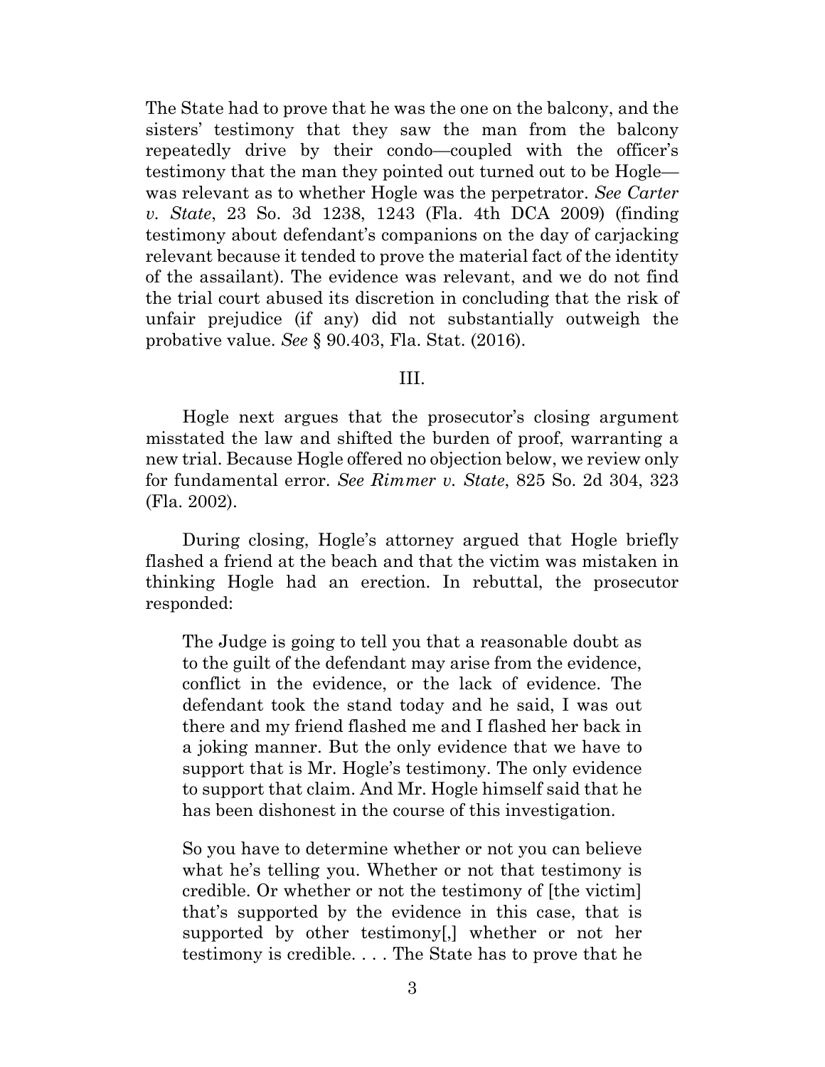The State had to prove that he was the one on the balcony, and the sisters' testimony that they saw the man from the balcony repeatedly drive by their condo—coupled with the officer's testimony that the man they pointed out turned out to be Hogle—was relevant as to whether Hogle was the perpetrator. *See Carter v. State*, 23 So. 3d 1238, 1243 (Fla. 4th DCA 2009) (finding testimony about defendant's companions on the day of carjacking relevant because it tended to prove the material fact of the identity of the assailant). The evidence was relevant, and we do not find the trial court abused its discretion in concluding that the risk of unfair prejudice (if any) did not substantially outweigh the probative value. *See* § 90.403, Fla. Stat. (2016).

## III.

Hogle next argues that the prosecutor's closing argument misstated the law and shifted the burden of proof, warranting a new trial. Because Hogle offered no objection below, we review only for fundamental error. *See Rimmer v. State*, 825 So. 2d 304, 323 (Fla. 2002).

During closing, Hogle's attorney argued that Hogle briefly flashed a friend at the beach and that the victim was mistaken in thinking Hogle had an erection. In rebuttal, the prosecutor responded:

> The Judge is going to tell you that a reasonable doubt as to the guilt of the defendant may arise from the evidence, conflict in the evidence, or the lack of evidence. The defendant took the stand today and he said, I was out there and my friend flashed me and I flashed her back in a joking manner. But the only evidence that we have to support that is Mr. Hogle's testimony. The only evidence to support that claim. And Mr. Hogle himself said that he has been dishonest in the course of this investigation.
>
> So you have to determine whether or not you can believe what he's telling you. Whether or not that testimony is credible. Or whether or not the testimony of [the victim] that's supported by the evidence in this case, that is supported by other testimony[,] whether or not her testimony is credible. . . . The State has to prove that he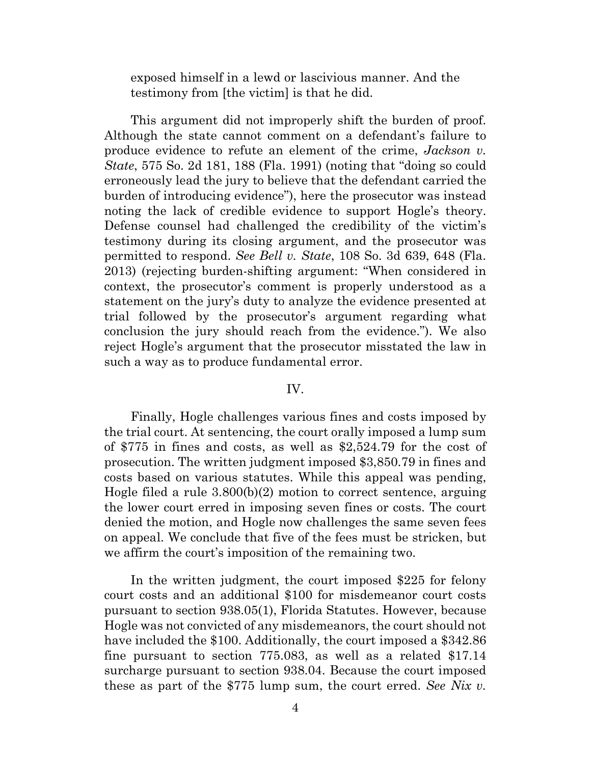exposed himself in a lewd or lascivious manner. And the testimony from [the victim] is that he did.

This argument did not improperly shift the burden of proof. Although the state cannot comment on a defendant's failure to produce evidence to refute an element of the crime, *Jackson v. State*, 575 So. 2d 181, 188 (Fla. 1991) (noting that "doing so could erroneously lead the jury to believe that the defendant carried the burden of introducing evidence"), here the prosecutor was instead noting the lack of credible evidence to support Hogle's theory. Defense counsel had challenged the credibility of the victim's testimony during its closing argument, and the prosecutor was permitted to respond. *See Bell v. State*, 108 So. 3d 639, 648 (Fla. 2013) (rejecting burden-shifting argument: "When considered in context, the prosecutor's comment is properly understood as a statement on the jury's duty to analyze the evidence presented at trial followed by the prosecutor's argument regarding what conclusion the jury should reach from the evidence."). We also reject Hogle's argument that the prosecutor misstated the law in such a way as to produce fundamental error.

## IV.

Finally, Hogle challenges various fines and costs imposed by the trial court. At sentencing, the court orally imposed a lump sum of $775 in fines and costs, as well as $2,524.79 for the cost of prosecution. The written judgment imposed $3,850.79 in fines and costs based on various statutes. While this appeal was pending, Hogle filed a rule 3.800(b)(2) motion to correct sentence, arguing the lower court erred in imposing seven fines or costs. The court denied the motion, and Hogle now challenges the same seven fees on appeal. We conclude that five of the fees must be stricken, but we affirm the court's imposition of the remaining two.

In the written judgment, the court imposed $225 for felony court costs and an additional $100 for misdemeanor court costs pursuant to section 938.05(1), Florida Statutes. However, because Hogle was not convicted of any misdemeanors, the court should not have included the $100. Additionally, the court imposed a $342.86 fine pursuant to section 775.083, as well as a related $17.14 surcharge pursuant to section 938.04. Because the court imposed these as part of the $775 lump sum, the court erred. *See Nix v.*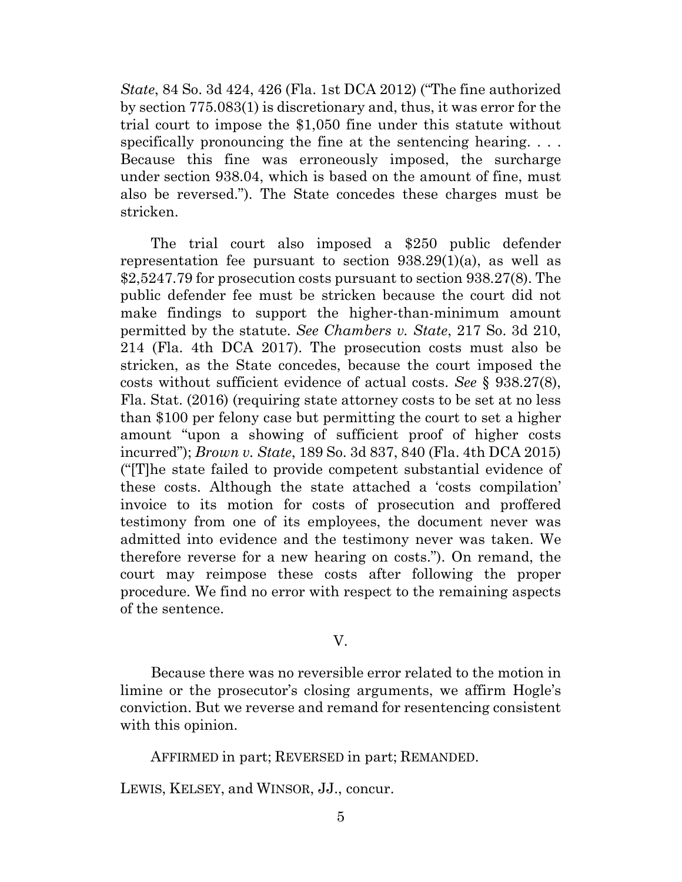*State*, 84 So. 3d 424, 426 (Fla. 1st DCA 2012) ("The fine authorized by section 775.083(1) is discretionary and, thus, it was error for the trial court to impose the $1,050 fine under this statute without specifically pronouncing the fine at the sentencing hearing. . . . Because this fine was erroneously imposed, the surcharge under section 938.04, which is based on the amount of fine, must also be reversed."). The State concedes these charges must be stricken.

The trial court also imposed a $250 public defender representation fee pursuant to section 938.29(1)(a), as well as $2,5247.79 for prosecution costs pursuant to section 938.27(8). The public defender fee must be stricken because the court did not make findings to support the higher-than-minimum amount permitted by the statute. *See Chambers v. State*, 217 So. 3d 210, 214 (Fla. 4th DCA 2017). The prosecution costs must also be stricken, as the State concedes, because the court imposed the costs without sufficient evidence of actual costs. *See* § 938.27(8), Fla. Stat. (2016) (requiring state attorney costs to be set at no less than $100 per felony case but permitting the court to set a higher amount "upon a showing of sufficient proof of higher costs incurred"); *Brown v. State*, 189 So. 3d 837, 840 (Fla. 4th DCA 2015) ("[T]he state failed to provide competent substantial evidence of these costs. Although the state attached a 'costs compilation' invoice to its motion for costs of prosecution and proffered testimony from one of its employees, the document never was admitted into evidence and the testimony never was taken. We therefore reverse for a new hearing on costs."). On remand, the court may reimpose these costs after following the proper procedure. We find no error with respect to the remaining aspects of the sentence.

## V.

Because there was no reversible error related to the motion in limine or the prosecutor's closing arguments, we affirm Hogle's conviction. But we reverse and remand for resentencing consistent with this opinion.

AFFIRMED in part; REVERSED in part; REMANDED.

LEWIS, KELSEY, and WINSOR, JJ., concur.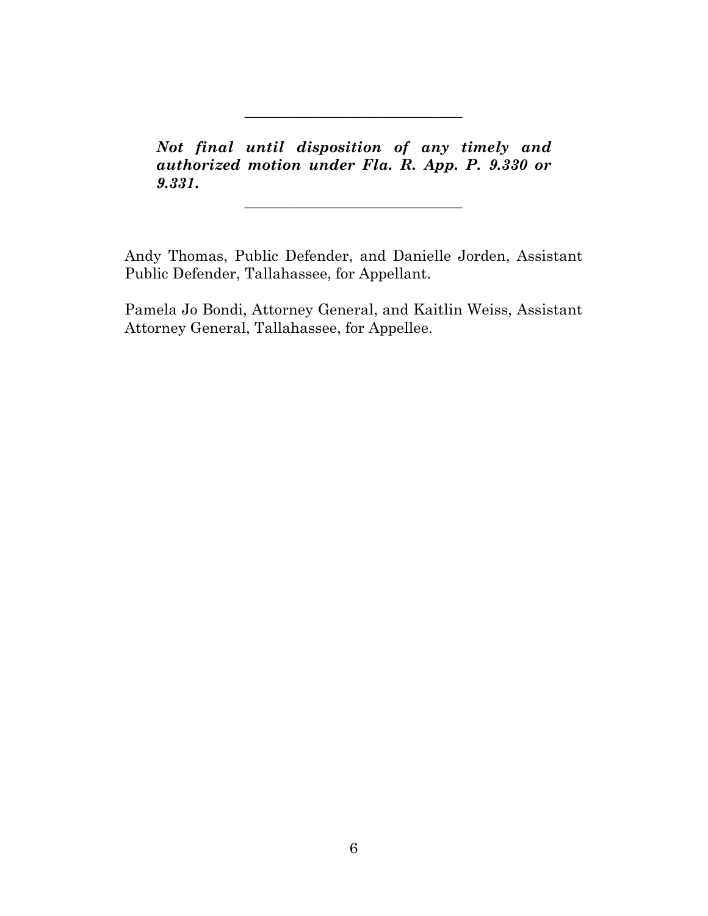---

***Not final until disposition of any timely and authorized motion under Fla. R. App. P. 9.330 or 9.331.***

---

Andy Thomas, Public Defender, and Danielle Jorden, Assistant Public Defender, Tallahassee, for Appellant.

Pamela Jo Bondi, Attorney General, and Kaitlin Weiss, Assistant Attorney General, Tallahassee, for Appellee.